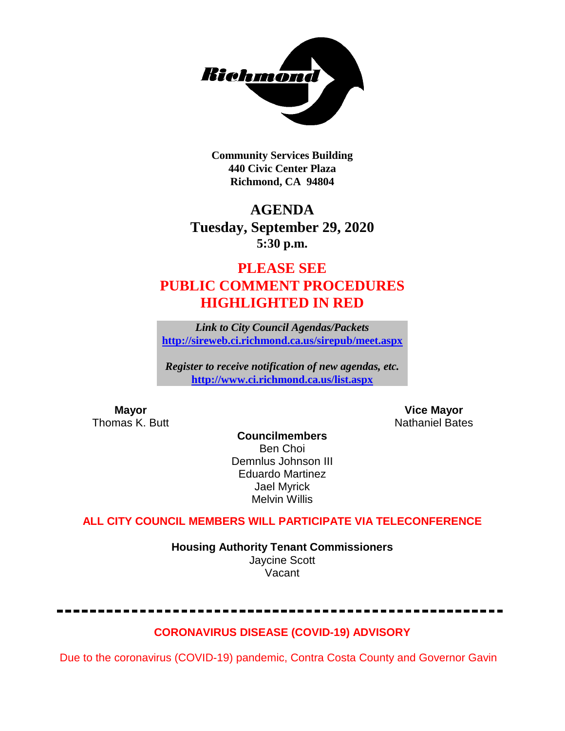**Community Services Building**
**440 Civic Center Plaza**
**Richmond, CA 94804**

# AGENDA
## Tuesday, September 29, 2020
### 5:30 p.m.

## PLEASE SEE PUBLIC COMMENT PROCEDURES HIGHLIGHTED IN RED

*Link to City Council Agendas/Packets*
**http://sireweb.ci.richmond.ca.us/sirepub/meet.aspx**

*Register to receive notification of new agendas, etc.*
**http://www.ci.richmond.ca.us/list.aspx**

**Mayor**
Thomas K. Butt

**Vice Mayor**
Nathaniel Bates

**Councilmembers**
Ben Choi
Demnlus Johnson III
Eduardo Martinez
Jael Myrick
Melvin Willis

**ALL CITY COUNCIL MEMBERS WILL PARTICIPATE VIA TELECONFERENCE**

**Housing Authority Tenant Commissioners**
Jaycine Scott
Vacant

---

**CORONAVIRUS DISEASE (COVID-19) ADVISORY**

Due to the coronavirus (COVID-19) pandemic, Contra Costa County and Governor Gavin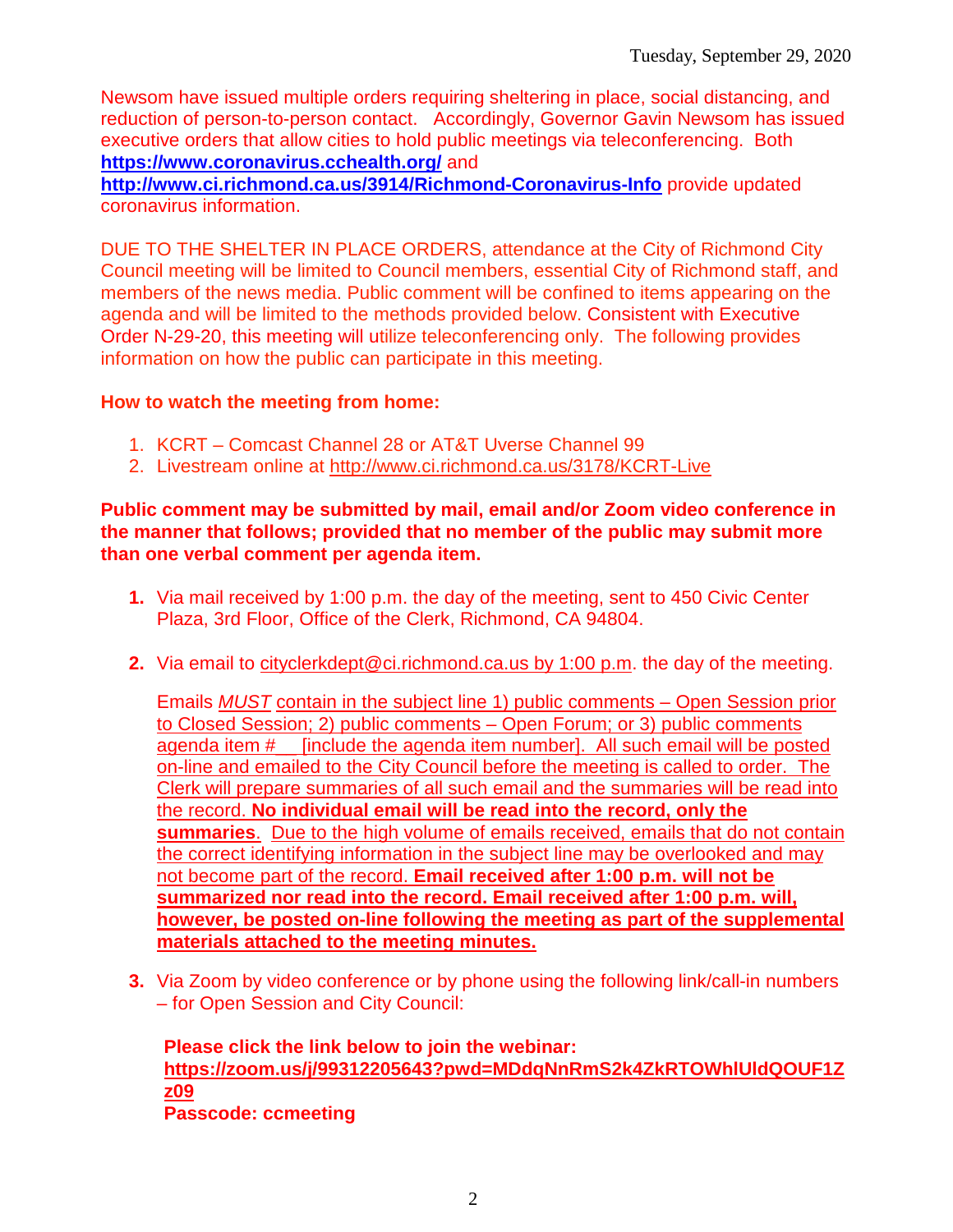Newsom have issued multiple orders requiring sheltering in place, social distancing, and reduction of person-to-person contact. Accordingly, Governor Gavin Newsom has issued executive orders that allow cities to hold public meetings via teleconferencing. Both **https://www.coronavirus.cchealth.org/** and **http://www.ci.richmond.ca.us/3914/Richmond-Coronavirus-Info** provide updated coronavirus information.

DUE TO THE SHELTER IN PLACE ORDERS, attendance at the City of Richmond City Council meeting will be limited to Council members, essential City of Richmond staff, and members of the news media. Public comment will be confined to items appearing on the agenda and will be limited to the methods provided below. Consistent with Executive Order N-29-20, this meeting will utilize teleconferencing only. The following provides information on how the public can participate in this meeting.

**How to watch the meeting from home:**

1. KCRT – Comcast Channel 28 or AT&T Uverse Channel 99
2. Livestream online at http://www.ci.richmond.ca.us/3178/KCRT-Live

**Public comment may be submitted by mail, email and/or Zoom video conference in the manner that follows; provided that no member of the public may submit more than one verbal comment per agenda item.**

1. Via mail received by 1:00 p.m. the day of the meeting, sent to 450 Civic Center Plaza, 3rd Floor, Office of the Clerk, Richmond, CA 94804.

2. Via email to cityclerkdept@ci.richmond.ca.us by 1:00 p.m. the day of the meeting.

   Emails *MUST* contain in the subject line 1) public comments – Open Session prior to Closed Session; 2) public comments – Open Forum; or 3) public comments agenda item #\_\_ [include the agenda item number]. All such email will be posted on-line and emailed to the City Council before the meeting is called to order. The Clerk will prepare summaries of all such email and the summaries will be read into the record. **No individual email will be read into the record, only the summaries**. Due to the high volume of emails received, emails that do not contain the correct identifying information in the subject line may be overlooked and may not become part of the record. **Email received after 1:00 p.m. will not be summarized nor read into the record. Email received after 1:00 p.m. will, however, be posted on-line following the meeting as part of the supplemental materials attached to the meeting minutes.**

3. Via Zoom by video conference or by phone using the following link/call-in numbers – for Open Session and City Council:

   **Please click the link below to join the webinar:**
   **https://zoom.us/j/99312205643?pwd=MDdqNnRmS2k4ZkRTOWhlUldQOUF1Zz09**
   **Passcode: ccmeeting**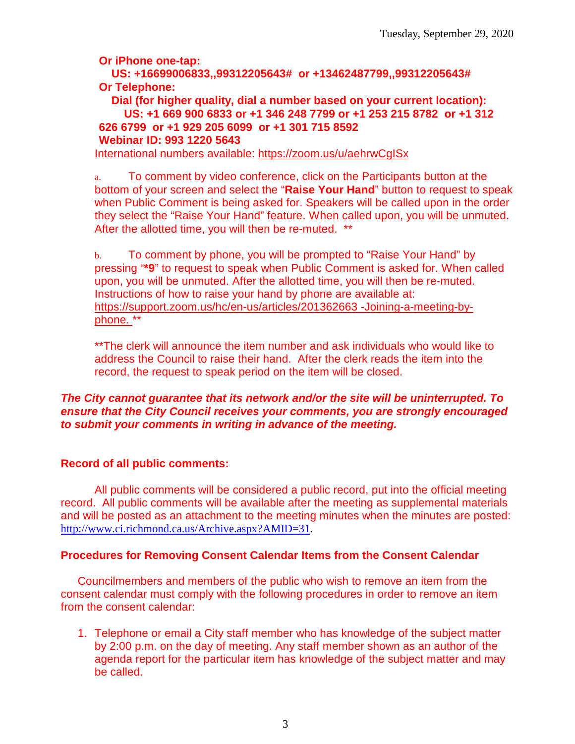**Or iPhone one-tap:**

**US: +16699006833,,99312205643# or +13462487799,,99312205643#**

**Or Telephone:**

**Dial (for higher quality, dial a number based on your current location):**

**US: +1 669 900 6833 or +1 346 248 7799 or +1 253 215 8782 or +1 312 626 6799 or +1 929 205 6099 or +1 301 715 8592**

**Webinar ID: 993 1220 5643**

International numbers available: https://zoom.us/u/aehrwCgISx

a. To comment by video conference, click on the Participants button at the bottom of your screen and select the "**Raise Your Hand**" button to request to speak when Public Comment is being asked for. Speakers will be called upon in the order they select the "Raise Your Hand" feature. When called upon, you will be unmuted. After the allotted time, you will then be re-muted. **

b. To comment by phone, you will be prompted to "Raise Your Hand" by pressing "***9**" to request to speak when Public Comment is asked for. When called upon, you will be unmuted. After the allotted time, you will then be re-muted. Instructions of how to raise your hand by phone are available at: https://support.zoom.us/hc/en-us/articles/201362663 -Joining-a-meeting-by-phone. **

**The clerk will announce the item number and ask individuals who would like to address the Council to raise their hand. After the clerk reads the item into the record, the request to speak period on the item will be closed.

***The City cannot guarantee that its network and/or the site will be uninterrupted. To ensure that the City Council receives your comments, you are strongly encouraged to submit your comments in writing in advance of the meeting.***

**Record of all public comments:**

All public comments will be considered a public record, put into the official meeting record. All public comments will be available after the meeting as supplemental materials and will be posted as an attachment to the meeting minutes when the minutes are posted: http://www.ci.richmond.ca.us/Archive.aspx?AMID=31.

**Procedures for Removing Consent Calendar Items from the Consent Calendar**

Councilmembers and members of the public who wish to remove an item from the consent calendar must comply with the following procedures in order to remove an item from the consent calendar:

1. Telephone or email a City staff member who has knowledge of the subject matter by 2:00 p.m. on the day of meeting. Any staff member shown as an author of the agenda report for the particular item has knowledge of the subject matter and may be called.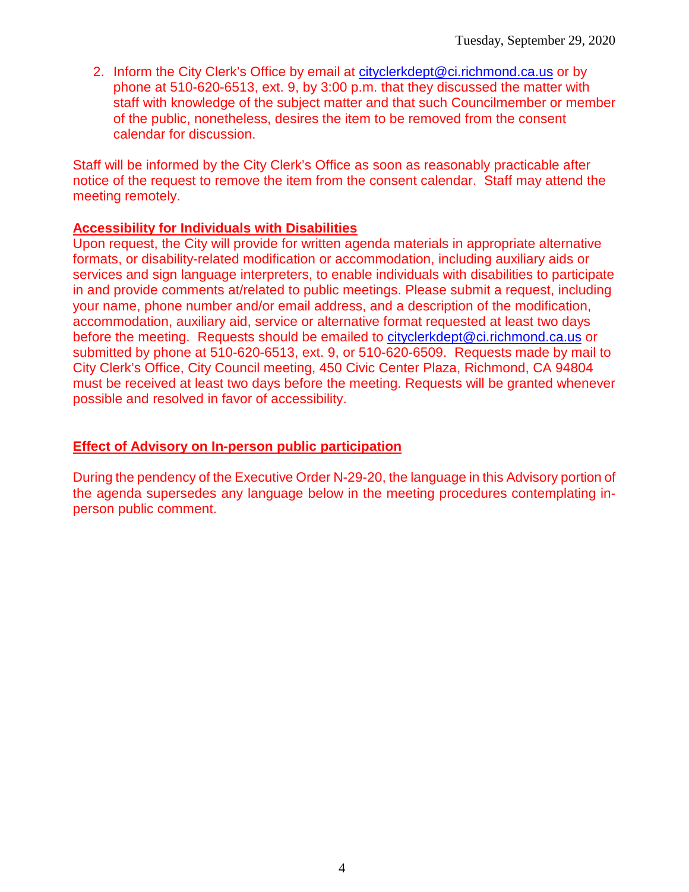2. Inform the City Clerk's Office by email at cityclerkdept@ci.richmond.ca.us or by phone at 510-620-6513, ext. 9, by 3:00 p.m. that they discussed the matter with staff with knowledge of the subject matter and that such Councilmember or member of the public, nonetheless, desires the item to be removed from the consent calendar for discussion.

Staff will be informed by the City Clerk's Office as soon as reasonably practicable after notice of the request to remove the item from the consent calendar. Staff may attend the meeting remotely.

**Accessibility for Individuals with Disabilities**

Upon request, the City will provide for written agenda materials in appropriate alternative formats, or disability-related modification or accommodation, including auxiliary aids or services and sign language interpreters, to enable individuals with disabilities to participate in and provide comments at/related to public meetings. Please submit a request, including your name, phone number and/or email address, and a description of the modification, accommodation, auxiliary aid, service or alternative format requested at least two days before the meeting. Requests should be emailed to cityclerkdept@ci.richmond.ca.us or submitted by phone at 510-620-6513, ext. 9, or 510-620-6509. Requests made by mail to City Clerk's Office, City Council meeting, 450 Civic Center Plaza, Richmond, CA 94804 must be received at least two days before the meeting. Requests will be granted whenever possible and resolved in favor of accessibility.

**Effect of Advisory on In-person public participation**

During the pendency of the Executive Order N-29-20, the language in this Advisory portion of the agenda supersedes any language below in the meeting procedures contemplating in-person public comment.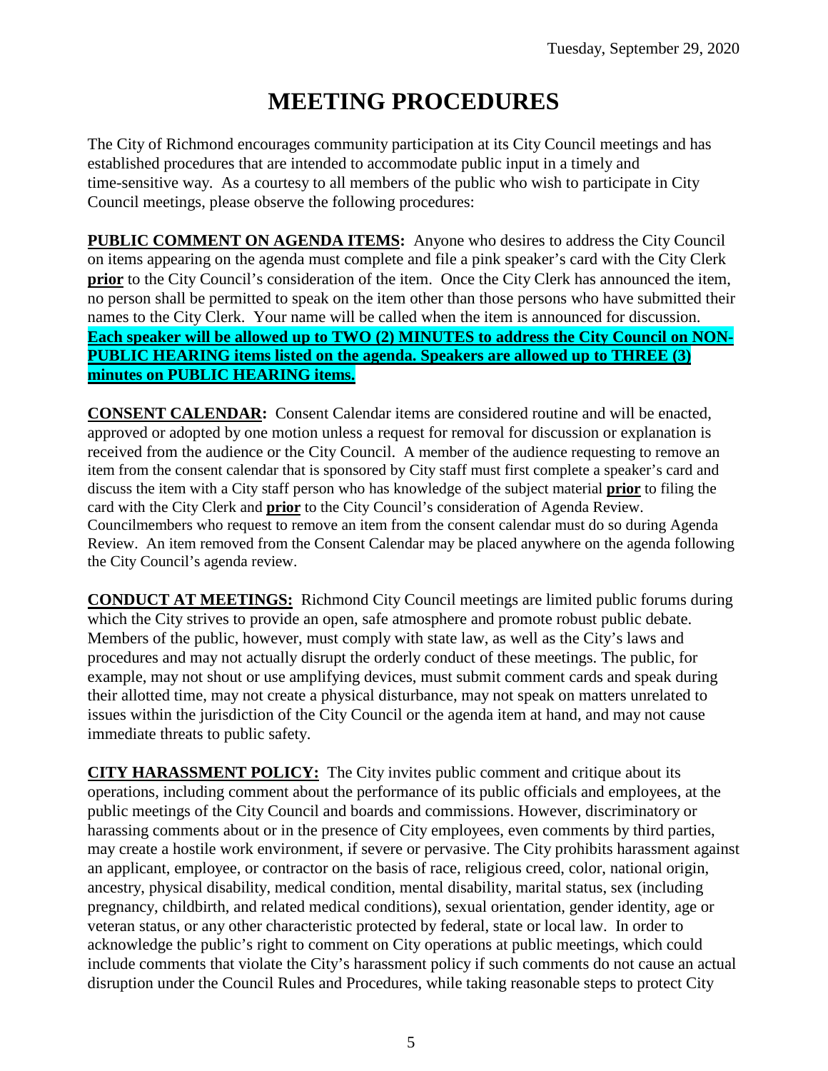# MEETING PROCEDURES

The City of Richmond encourages community participation at its City Council meetings and has established procedures that are intended to accommodate public input in a timely and time-sensitive way. As a courtesy to all members of the public who wish to participate in City Council meetings, please observe the following procedures:

**PUBLIC COMMENT ON AGENDA ITEMS:** Anyone who desires to address the City Council on items appearing on the agenda must complete and file a pink speaker's card with the City Clerk **prior** to the City Council's consideration of the item. Once the City Clerk has announced the item, no person shall be permitted to speak on the item other than those persons who have submitted their names to the City Clerk. Your name will be called when the item is announced for discussion. **Each speaker will be allowed up to TWO (2) MINUTES to address the City Council on NON-PUBLIC HEARING items listed on the agenda. Speakers are allowed up to THREE (3) minutes on PUBLIC HEARING items.**

**CONSENT CALENDAR:** Consent Calendar items are considered routine and will be enacted, approved or adopted by one motion unless a request for removal for discussion or explanation is received from the audience or the City Council. A member of the audience requesting to remove an item from the consent calendar that is sponsored by City staff must first complete a speaker's card and discuss the item with a City staff person who has knowledge of the subject material **prior** to filing the card with the City Clerk and **prior** to the City Council's consideration of Agenda Review. Councilmembers who request to remove an item from the consent calendar must do so during Agenda Review. An item removed from the Consent Calendar may be placed anywhere on the agenda following the City Council's agenda review.

**CONDUCT AT MEETINGS:** Richmond City Council meetings are limited public forums during which the City strives to provide an open, safe atmosphere and promote robust public debate. Members of the public, however, must comply with state law, as well as the City's laws and procedures and may not actually disrupt the orderly conduct of these meetings. The public, for example, may not shout or use amplifying devices, must submit comment cards and speak during their allotted time, may not create a physical disturbance, may not speak on matters unrelated to issues within the jurisdiction of the City Council or the agenda item at hand, and may not cause immediate threats to public safety.

**CITY HARASSMENT POLICY:** The City invites public comment and critique about its operations, including comment about the performance of its public officials and employees, at the public meetings of the City Council and boards and commissions. However, discriminatory or harassing comments about or in the presence of City employees, even comments by third parties, may create a hostile work environment, if severe or pervasive. The City prohibits harassment against an applicant, employee, or contractor on the basis of race, religious creed, color, national origin, ancestry, physical disability, medical condition, mental disability, marital status, sex (including pregnancy, childbirth, and related medical conditions), sexual orientation, gender identity, age or veteran status, or any other characteristic protected by federal, state or local law. In order to acknowledge the public's right to comment on City operations at public meetings, which could include comments that violate the City's harassment policy if such comments do not cause an actual disruption under the Council Rules and Procedures, while taking reasonable steps to protect City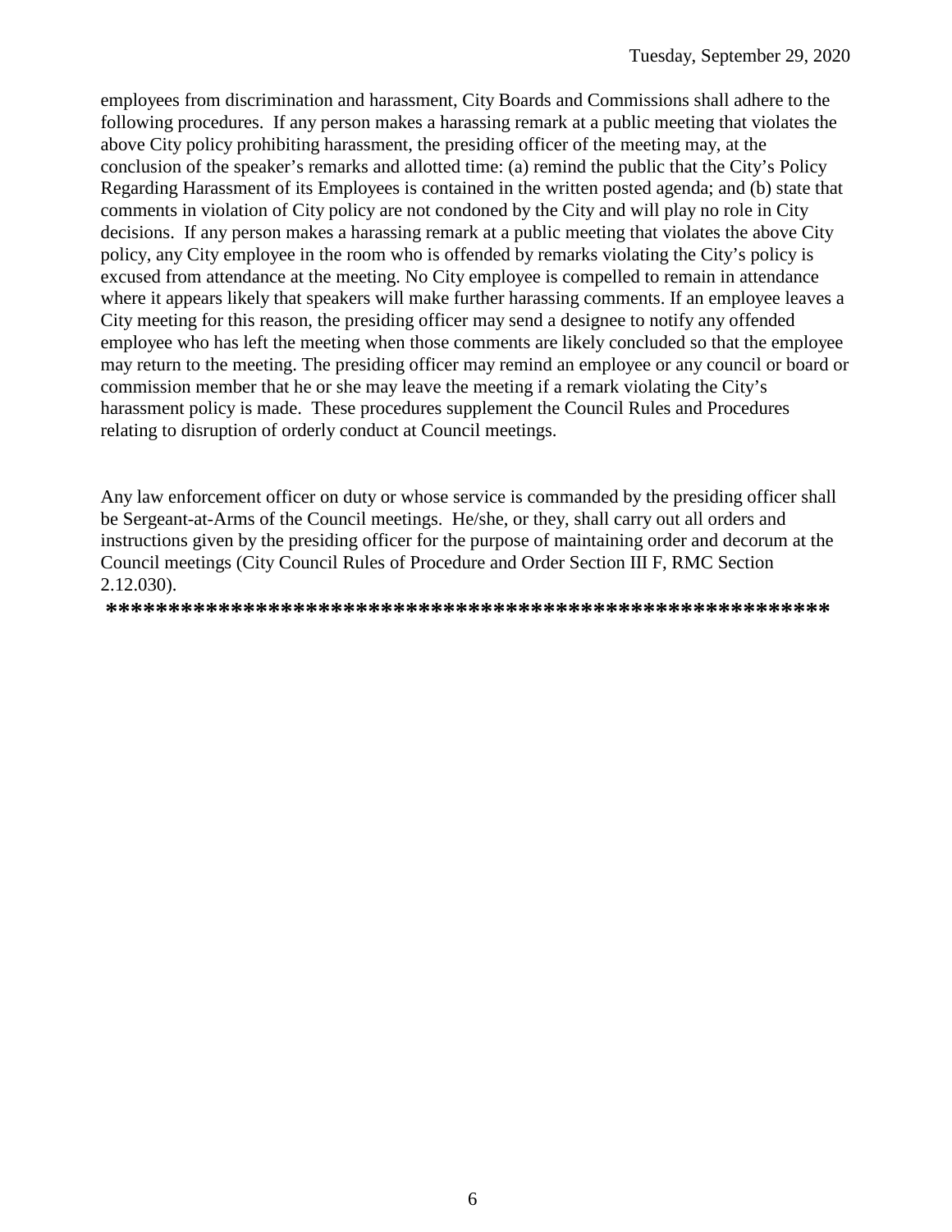employees from discrimination and harassment, City Boards and Commissions shall adhere to the following procedures. If any person makes a harassing remark at a public meeting that violates the above City policy prohibiting harassment, the presiding officer of the meeting may, at the conclusion of the speaker's remarks and allotted time: (a) remind the public that the City's Policy Regarding Harassment of its Employees is contained in the written posted agenda; and (b) state that comments in violation of City policy are not condoned by the City and will play no role in City decisions. If any person makes a harassing remark at a public meeting that violates the above City policy, any City employee in the room who is offended by remarks violating the City's policy is excused from attendance at the meeting. No City employee is compelled to remain in attendance where it appears likely that speakers will make further harassing comments. If an employee leaves a City meeting for this reason, the presiding officer may send a designee to notify any offended employee who has left the meeting when those comments are likely concluded so that the employee may return to the meeting. The presiding officer may remind an employee or any council or board or commission member that he or she may leave the meeting if a remark violating the City's harassment policy is made. These procedures supplement the Council Rules and Procedures relating to disruption of orderly conduct at Council meetings.

Any law enforcement officer on duty or whose service is commanded by the presiding officer shall be Sergeant-at-Arms of the Council meetings. He/she, or they, shall carry out all orders and instructions given by the presiding officer for the purpose of maintaining order and decorum at the Council meetings (City Council Rules of Procedure and Order Section III F, RMC Section 2.12.030).

**********************************************************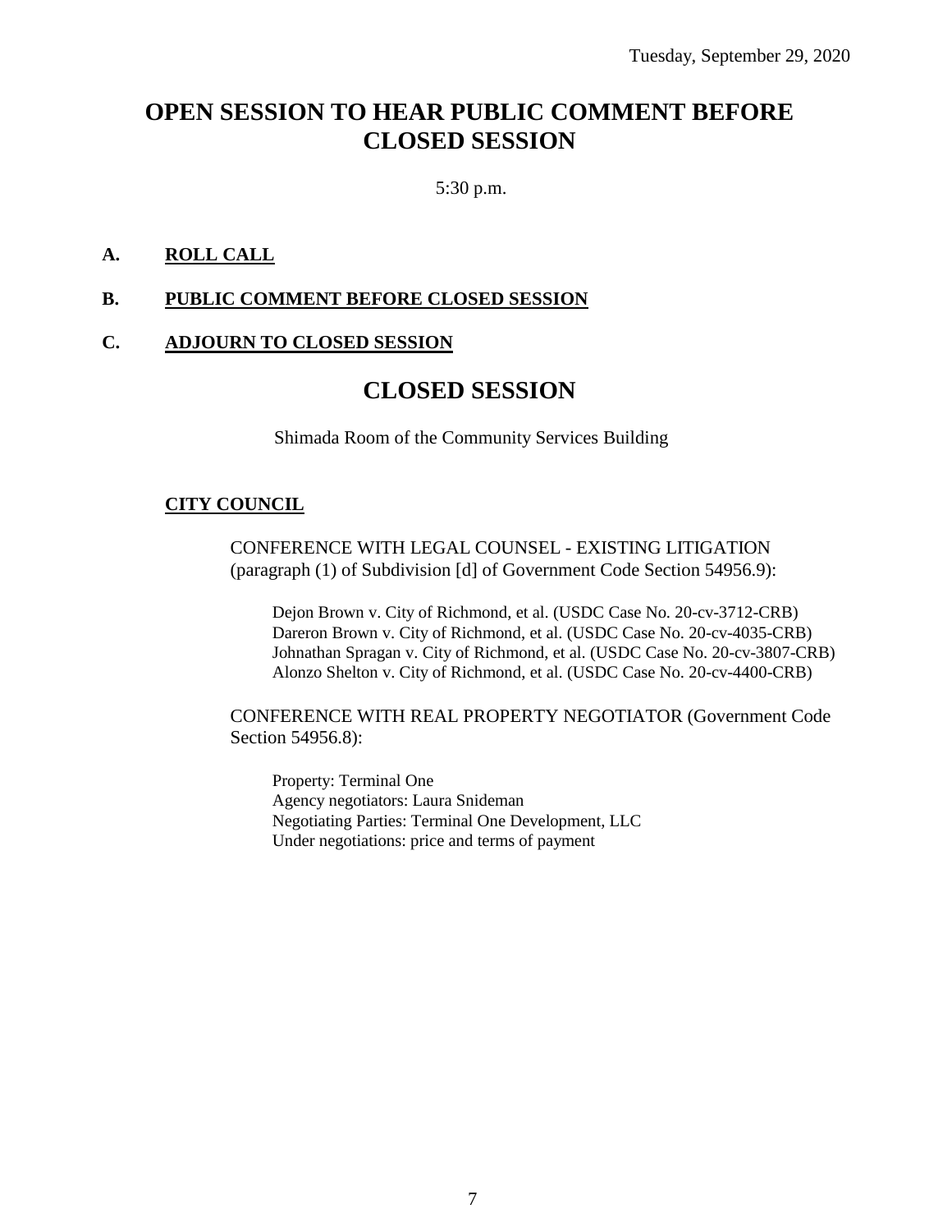Tuesday, September 29, 2020

# OPEN SESSION TO HEAR PUBLIC COMMENT BEFORE CLOSED SESSION

5:30 p.m.

**A. ROLL CALL**

**B. PUBLIC COMMENT BEFORE CLOSED SESSION**

**C. ADJOURN TO CLOSED SESSION**

# CLOSED SESSION

Shimada Room of the Community Services Building

**CITY COUNCIL**

CONFERENCE WITH LEGAL COUNSEL - EXISTING LITIGATION (paragraph (1) of Subdivision [d] of Government Code Section 54956.9):

Dejon Brown v. City of Richmond, et al. (USDC Case No. 20-cv-3712-CRB)
Dareron Brown v. City of Richmond, et al. (USDC Case No. 20-cv-4035-CRB)
Johnathan Spragan v. City of Richmond, et al. (USDC Case No. 20-cv-3807-CRB)
Alonzo Shelton v. City of Richmond, et al. (USDC Case No. 20-cv-4400-CRB)

CONFERENCE WITH REAL PROPERTY NEGOTIATOR (Government Code Section 54956.8):

Property: Terminal One
Agency negotiators: Laura Snideman
Negotiating Parties: Terminal One Development, LLC
Under negotiations: price and terms of payment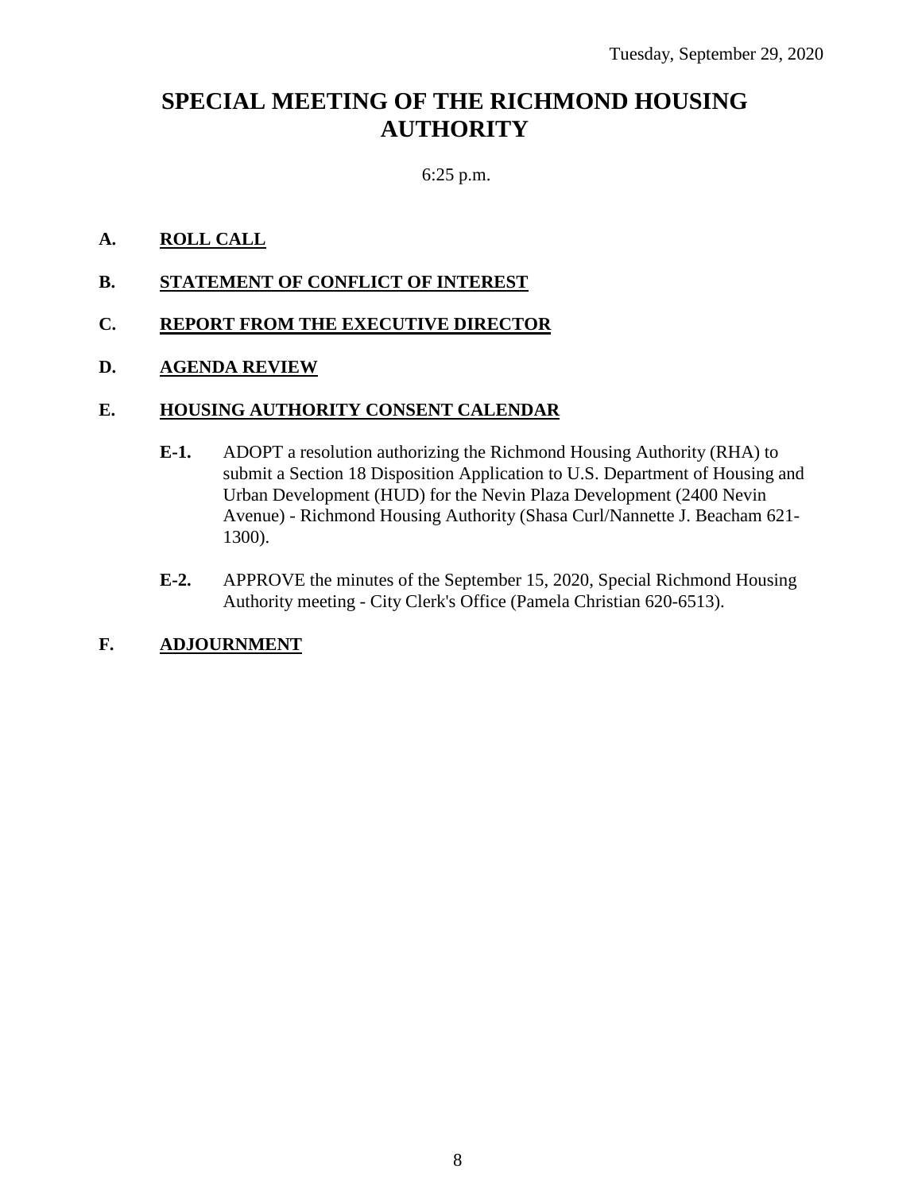Tuesday, September 29, 2020

# SPECIAL MEETING OF THE RICHMOND HOUSING AUTHORITY

6:25 p.m.

**A. ROLL CALL**

**B. STATEMENT OF CONFLICT OF INTEREST**

**C. REPORT FROM THE EXECUTIVE DIRECTOR**

**D. AGENDA REVIEW**

**E. HOUSING AUTHORITY CONSENT CALENDAR**

**E-1.** ADOPT a resolution authorizing the Richmond Housing Authority (RHA) to submit a Section 18 Disposition Application to U.S. Department of Housing and Urban Development (HUD) for the Nevin Plaza Development (2400 Nevin Avenue) - Richmond Housing Authority (Shasa Curl/Nannette J. Beacham 621-1300).

**E-2.** APPROVE the minutes of the September 15, 2020, Special Richmond Housing Authority meeting - City Clerk's Office (Pamela Christian 620-6513).

**F. ADJOURNMENT**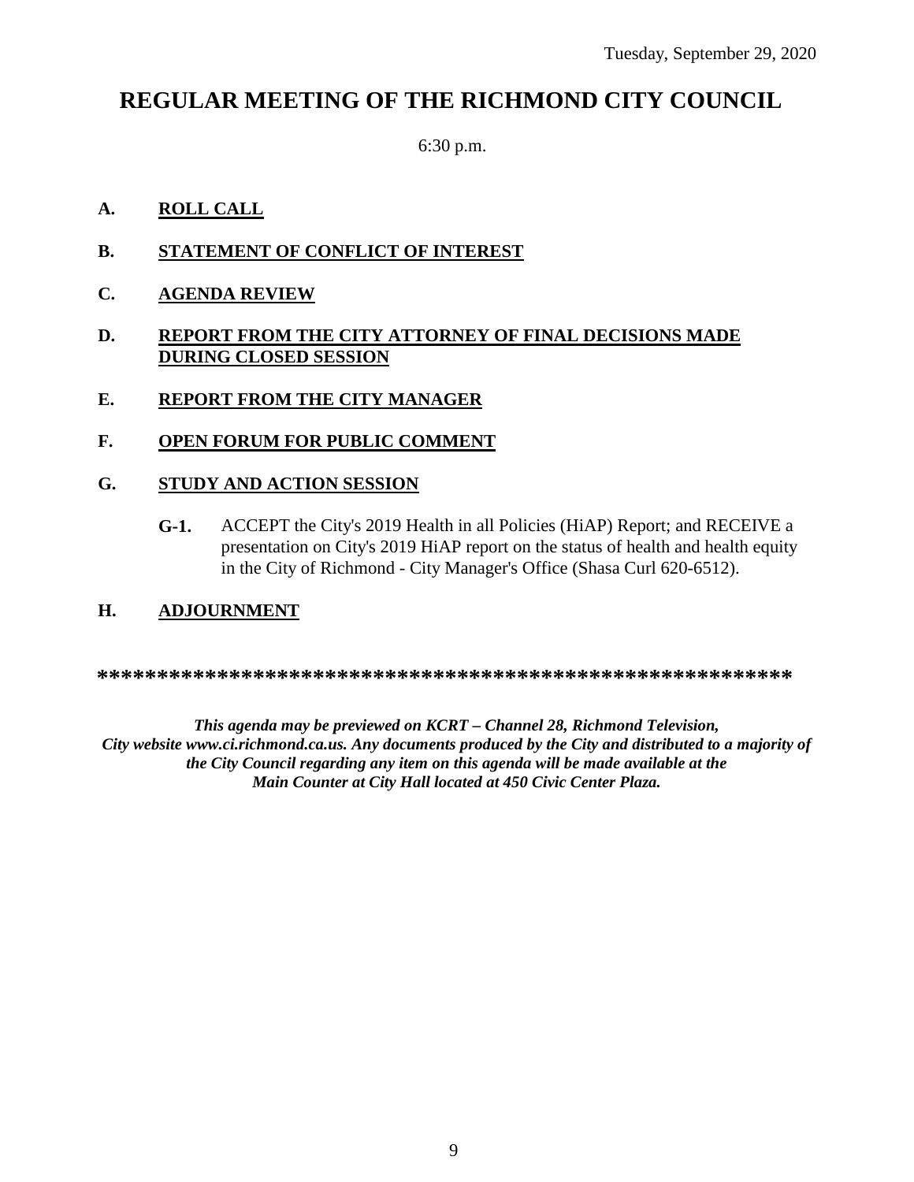Tuesday, September 29, 2020

# REGULAR MEETING OF THE RICHMOND CITY COUNCIL

6:30 p.m.

**A. ROLL CALL**

**B. STATEMENT OF CONFLICT OF INTEREST**

**C. AGENDA REVIEW**

**D. REPORT FROM THE CITY ATTORNEY OF FINAL DECISIONS MADE DURING CLOSED SESSION**

**E. REPORT FROM THE CITY MANAGER**

**F. OPEN FORUM FOR PUBLIC COMMENT**

**G. STUDY AND ACTION SESSION**

**G-1.** ACCEPT the City's 2019 Health in all Policies (HiAP) Report; and RECEIVE a presentation on City's 2019 HiAP report on the status of health and health equity in the City of Richmond - City Manager's Office (Shasa Curl 620-6512).

**H. ADJOURNMENT**

**\*\*\*\*\*\*\*\*\*\*\*\*\*\*\*\*\*\*\*\*\*\*\*\*\*\*\*\*\*\*\*\*\*\*\*\*\*\*\*\*\*\*\*\*\*\*\*\*\*\*\*\*\*\*\*\*\*\*\*\*\***

***This agenda may be previewed on KCRT – Channel 28, Richmond Television, City website www.ci.richmond.ca.us. Any documents produced by the City and distributed to a majority of the City Council regarding any item on this agenda will be made available at the Main Counter at City Hall located at 450 Civic Center Plaza.***